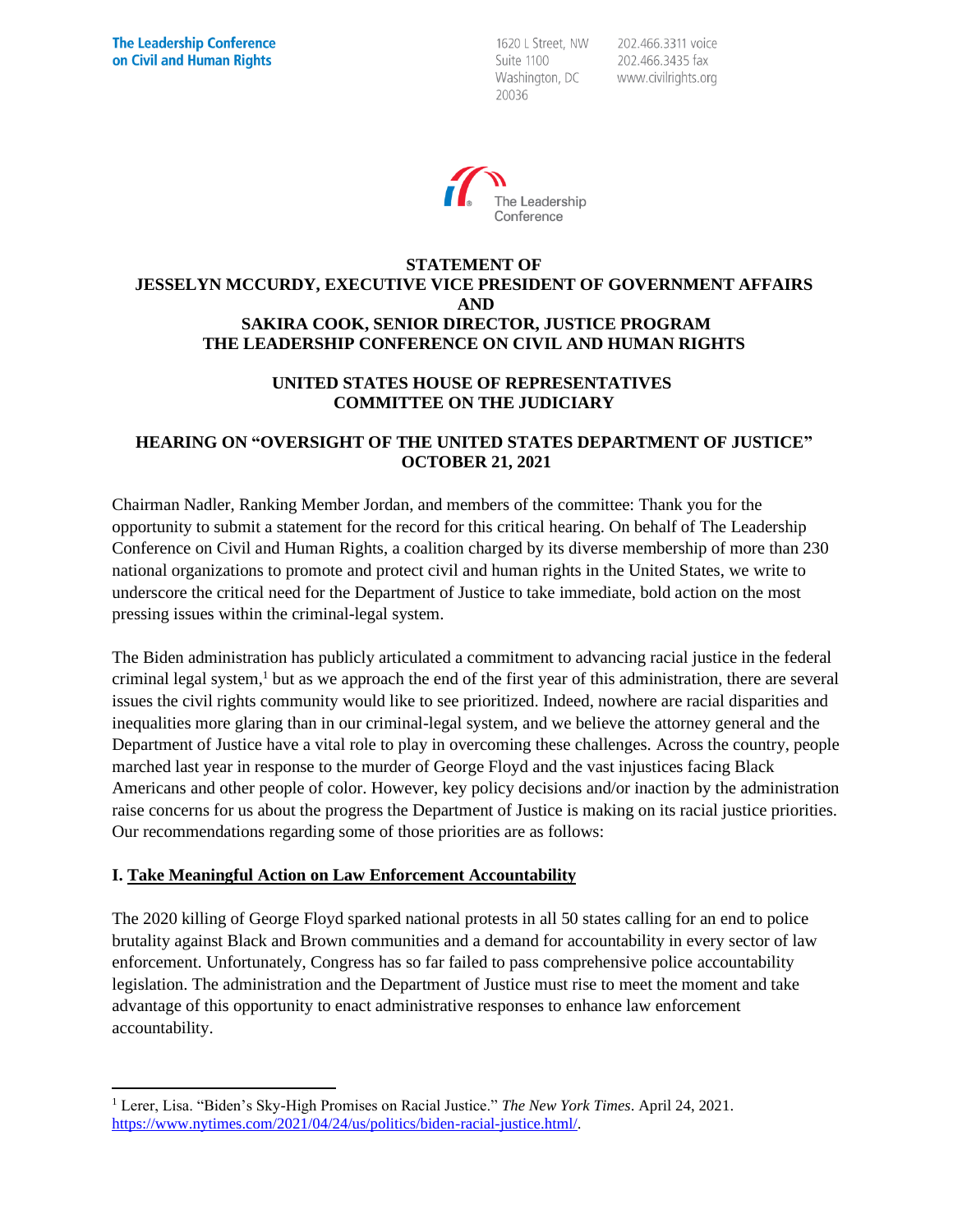**The Leadership Conference on Civil and Human Rights**

1620 L Street, NW
Suite 1100
Washington, DC
20036

202.466.3311 voice
202.466.3435 fax
www.civilrights.org

The Leadership Conference

**STATEMENT OF**
**JESSELYN MCCURDY, EXECUTIVE VICE PRESIDENT OF GOVERNMENT AFFAIRS**
**AND**
**SAKIRA COOK, SENIOR DIRECTOR, JUSTICE PROGRAM**
**THE LEADERSHIP CONFERENCE ON CIVIL AND HUMAN RIGHTS**

**UNITED STATES HOUSE OF REPRESENTATIVES**
**COMMITTEE ON THE JUDICIARY**

**HEARING ON "OVERSIGHT OF THE UNITED STATES DEPARTMENT OF JUSTICE"**
**OCTOBER 21, 2021**

Chairman Nadler, Ranking Member Jordan, and members of the committee: Thank you for the opportunity to submit a statement for the record for this critical hearing. On behalf of The Leadership Conference on Civil and Human Rights, a coalition charged by its diverse membership of more than 230 national organizations to promote and protect civil and human rights in the United States, we write to underscore the critical need for the Department of Justice to take immediate, bold action on the most pressing issues within the criminal-legal system.

The Biden administration has publicly articulated a commitment to advancing racial justice in the federal criminal legal system,[1] but as we approach the end of the first year of this administration, there are several issues the civil rights community would like to see prioritized. Indeed, nowhere are racial disparities and inequalities more glaring than in our criminal-legal system, and we believe the attorney general and the Department of Justice have a vital role to play in overcoming these challenges. Across the country, people marched last year in response to the murder of George Floyd and the vast injustices facing Black Americans and other people of color. However, key policy decisions and/or inaction by the administration raise concerns for us about the progress the Department of Justice is making on its racial justice priorities. Our recommendations regarding some of those priorities are as follows:

## I. Take Meaningful Action on Law Enforcement Accountability

The 2020 killing of George Floyd sparked national protests in all 50 states calling for an end to police brutality against Black and Brown communities and a demand for accountability in every sector of law enforcement. Unfortunately, Congress has so far failed to pass comprehensive police accountability legislation. The administration and the Department of Justice must rise to meet the moment and take advantage of this opportunity to enact administrative responses to enhance law enforcement accountability.

---

[1] Lerer, Lisa. "Biden's Sky-High Promises on Racial Justice." *The New York Times*. April 24, 2021. https://www.nytimes.com/2021/04/24/us/politics/biden-racial-justice.html/.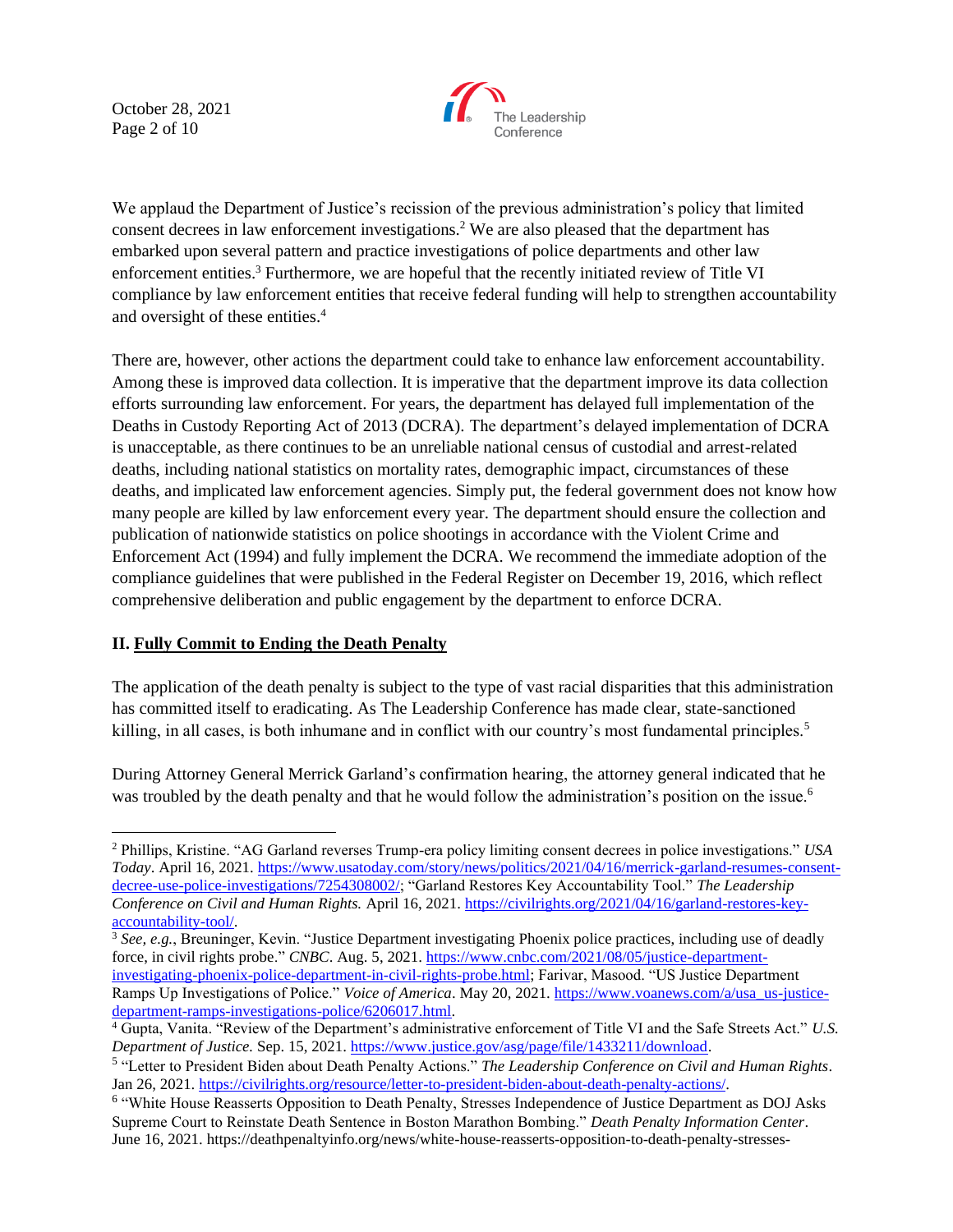We applaud the Department of Justice's recission of the previous administration's policy that limited consent decrees in law enforcement investigations.[2] We are also pleased that the department has embarked upon several pattern and practice investigations of police departments and other law enforcement entities.[3] Furthermore, we are hopeful that the recently initiated review of Title VI compliance by law enforcement entities that receive federal funding will help to strengthen accountability and oversight of these entities.[4]

There are, however, other actions the department could take to enhance law enforcement accountability. Among these is improved data collection. It is imperative that the department improve its data collection efforts surrounding law enforcement. For years, the department has delayed full implementation of the Deaths in Custody Reporting Act of 2013 (DCRA). The department's delayed implementation of DCRA is unacceptable, as there continues to be an unreliable national census of custodial and arrest-related deaths, including national statistics on mortality rates, demographic impact, circumstances of these deaths, and implicated law enforcement agencies. Simply put, the federal government does not know how many people are killed by law enforcement every year. The department should ensure the collection and publication of nationwide statistics on police shootings in accordance with the Violent Crime and Enforcement Act (1994) and fully implement the DCRA. We recommend the immediate adoption of the compliance guidelines that were published in the Federal Register on December 19, 2016, which reflect comprehensive deliberation and public engagement by the department to enforce DCRA.

## II. Fully Commit to Ending the Death Penalty

The application of the death penalty is subject to the type of vast racial disparities that this administration has committed itself to eradicating. As The Leadership Conference has made clear, state-sanctioned killing, in all cases, is both inhumane and in conflict with our country's most fundamental principles.[5]

During Attorney General Merrick Garland's confirmation hearing, the attorney general indicated that he was troubled by the death penalty and that he would follow the administration's position on the issue.[6]

---

[2] Phillips, Kristine. "AG Garland reverses Trump-era policy limiting consent decrees in police investigations." *USA Today*. April 16, 2021. https://www.usatoday.com/story/news/politics/2021/04/16/merrick-garland-resumes-consent-decree-use-police-investigations/7254308002/; "Garland Restores Key Accountability Tool." *The Leadership Conference on Civil and Human Rights.* April 16, 2021. https://civilrights.org/2021/04/16/garland-restores-key-accountability-tool/.

[3] *See, e.g.*, Breuninger, Kevin. "Justice Department investigating Phoenix police practices, including use of deadly force, in civil rights probe." *CNBC*. Aug. 5, 2021. https://www.cnbc.com/2021/08/05/justice-department-investigating-phoenix-police-department-in-civil-rights-probe.html; Farivar, Masood. "US Justice Department Ramps Up Investigations of Police." *Voice of America*. May 20, 2021. https://www.voanews.com/a/usa_us-justice-department-ramps-investigations-police/6206017.html.

[4] Gupta, Vanita. "Review of the Department's administrative enforcement of Title VI and the Safe Streets Act." *U.S. Department of Justice.* Sep. 15, 2021. https://www.justice.gov/asg/page/file/1433211/download.

[5] "Letter to President Biden about Death Penalty Actions." *The Leadership Conference on Civil and Human Rights*. Jan 26, 2021. https://civilrights.org/resource/letter-to-president-biden-about-death-penalty-actions/.

[6] "White House Reasserts Opposition to Death Penalty, Stresses Independence of Justice Department as DOJ Asks Supreme Court to Reinstate Death Sentence in Boston Marathon Bombing." *Death Penalty Information Center*. June 16, 2021. https://deathpenaltyinfo.org/news/white-house-reasserts-opposition-to-death-penalty-stresses-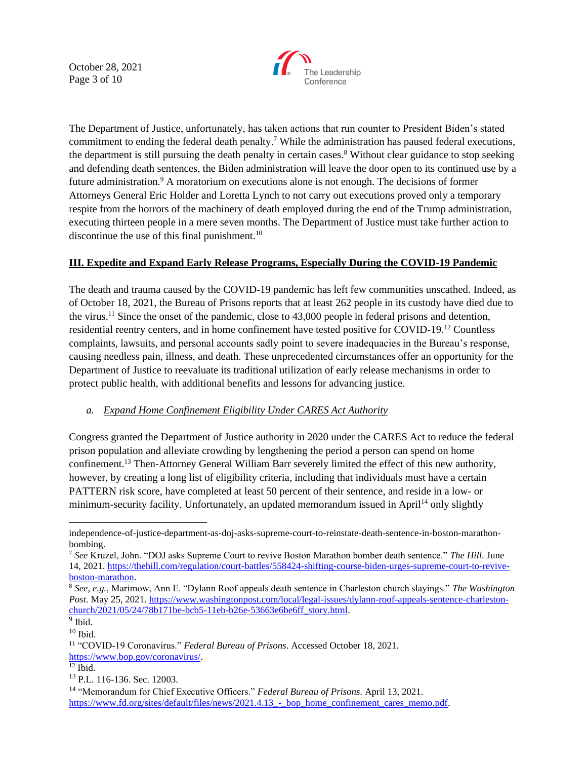The Department of Justice, unfortunately, has taken actions that run counter to President Biden's stated commitment to ending the federal death penalty.[7] While the administration has paused federal executions, the department is still pursuing the death penalty in certain cases.[8] Without clear guidance to stop seeking and defending death sentences, the Biden administration will leave the door open to its continued use by a future administration.[9] A moratorium on executions alone is not enough. The decisions of former Attorneys General Eric Holder and Loretta Lynch to not carry out executions proved only a temporary respite from the horrors of the machinery of death employed during the end of the Trump administration, executing thirteen people in a mere seven months. The Department of Justice must take further action to discontinue the use of this final punishment.[10]

## III. Expedite and Expand Early Release Programs, Especially During the COVID-19 Pandemic

The death and trauma caused by the COVID-19 pandemic has left few communities unscathed. Indeed, as of October 18, 2021, the Bureau of Prisons reports that at least 262 people in its custody have died due to the virus.[11] Since the onset of the pandemic, close to 43,000 people in federal prisons and detention, residential reentry centers, and in home confinement have tested positive for COVID-19.[12] Countless complaints, lawsuits, and personal accounts sadly point to severe inadequacies in the Bureau's response, causing needless pain, illness, and death. These unprecedented circumstances offer an opportunity for the Department of Justice to reevaluate its traditional utilization of early release mechanisms in order to protect public health, with additional benefits and lessons for advancing justice.

### *a. Expand Home Confinement Eligibility Under CARES Act Authority*

Congress granted the Department of Justice authority in 2020 under the CARES Act to reduce the federal prison population and alleviate crowding by lengthening the period a person can spend on home confinement.[13] Then-Attorney General William Barr severely limited the effect of this new authority, however, by creating a long list of eligibility criteria, including that individuals must have a certain PATTERN risk score, have completed at least 50 percent of their sentence, and reside in a low- or minimum-security facility. Unfortunately, an updated memorandum issued in April[14] only slightly

---

independence-of-justice-department-as-doj-asks-supreme-court-to-reinstate-death-sentence-in-boston-marathon-bombing.

[7] *See* Kruzel, John. "DOJ asks Supreme Court to revive Boston Marathon bomber death sentence." *The Hill*. June 14, 2021. https://thehill.com/regulation/court-battles/558424-shifting-course-biden-urges-supreme-court-to-revive-boston-marathon.

[8] *See, e.g.*, Marimow, Ann E. "Dylann Roof appeals death sentence in Charleston church slayings." *The Washington Post*. May 25, 2021. https://www.washingtonpost.com/local/legal-issues/dylann-roof-appeals-sentence-charleston-church/2021/05/24/78b171be-bcb5-11eb-b26e-53663e6be6ff_story.html.

[9] Ibid.

[10] Ibid.

[11] "COVID-19 Coronavirus." *Federal Bureau of Prisons*. Accessed October 18, 2021. https://www.bop.gov/coronavirus/.

[12] Ibid.

[13] P.L. 116-136. Sec. 12003.

[14] "Memorandum for Chief Executive Officers." *Federal Bureau of Prisons*. April 13, 2021. https://www.fd.org/sites/default/files/news/2021.4.13_-_bop_home_confinement_cares_memo.pdf.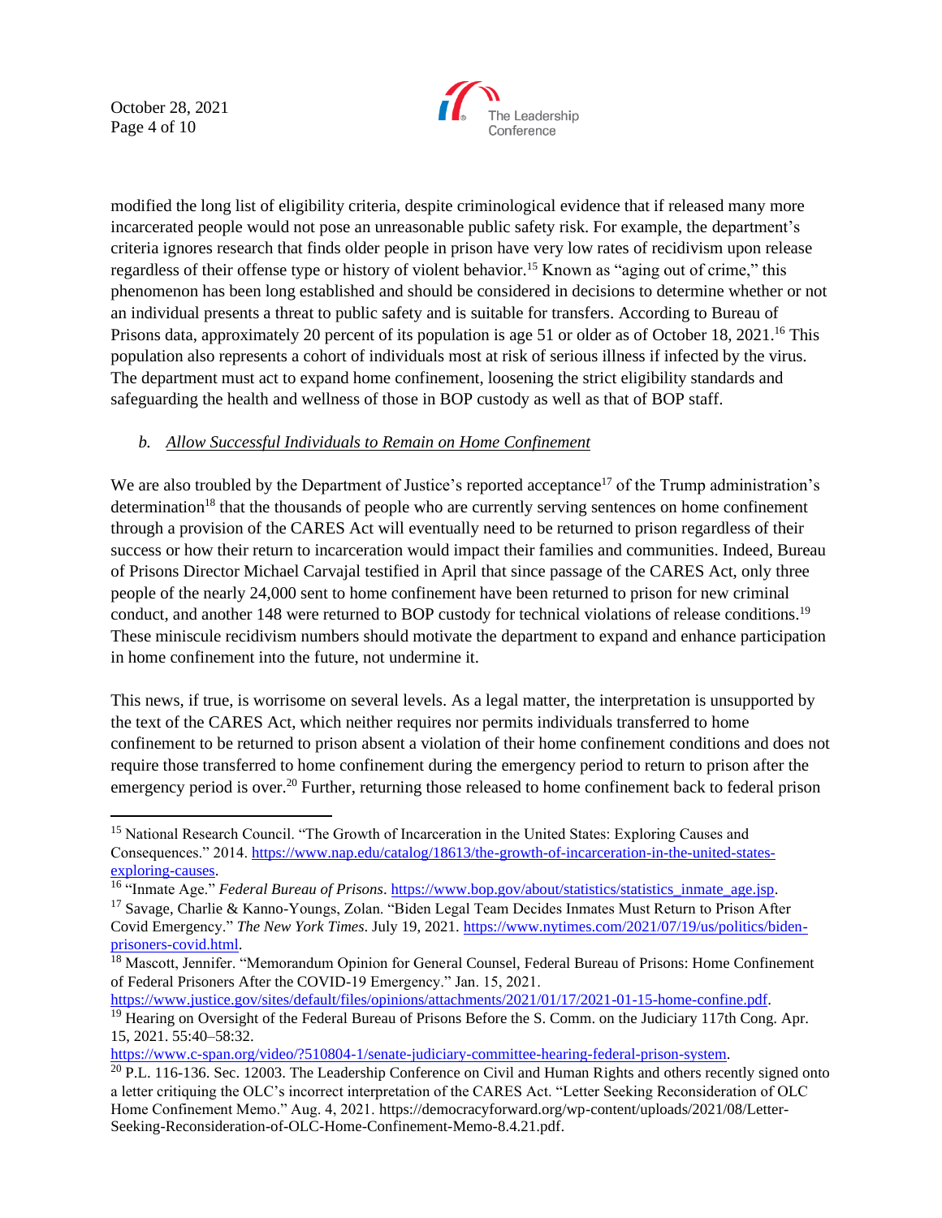modified the long list of eligibility criteria, despite criminological evidence that if released many more incarcerated people would not pose an unreasonable public safety risk. For example, the department's criteria ignores research that finds older people in prison have very low rates of recidivism upon release regardless of their offense type or history of violent behavior.[15] Known as "aging out of crime," this phenomenon has been long established and should be considered in decisions to determine whether or not an individual presents a threat to public safety and is suitable for transfers. According to Bureau of Prisons data, approximately 20 percent of its population is age 51 or older as of October 18, 2021.[16] This population also represents a cohort of individuals most at risk of serious illness if infected by the virus. The department must act to expand home confinement, loosening the strict eligibility standards and safeguarding the health and wellness of those in BOP custody as well as that of BOP staff.

*b. Allow Successful Individuals to Remain on Home Confinement*

We are also troubled by the Department of Justice's reported acceptance[17] of the Trump administration's determination[18] that the thousands of people who are currently serving sentences on home confinement through a provision of the CARES Act will eventually need to be returned to prison regardless of their success or how their return to incarceration would impact their families and communities. Indeed, Bureau of Prisons Director Michael Carvajal testified in April that since passage of the CARES Act, only three people of the nearly 24,000 sent to home confinement have been returned to prison for new criminal conduct, and another 148 were returned to BOP custody for technical violations of release conditions.[19] These miniscule recidivism numbers should motivate the department to expand and enhance participation in home confinement into the future, not undermine it.

This news, if true, is worrisome on several levels. As a legal matter, the interpretation is unsupported by the text of the CARES Act, which neither requires nor permits individuals transferred to home confinement to be returned to prison absent a violation of their home confinement conditions and does not require those transferred to home confinement during the emergency period to return to prison after the emergency period is over.[20] Further, returning those released to home confinement back to federal prison

---

[15] National Research Council. "The Growth of Incarceration in the United States: Exploring Causes and Consequences." 2014. https://www.nap.edu/catalog/18613/the-growth-of-incarceration-in-the-united-states-exploring-causes.

[16] "Inmate Age." *Federal Bureau of Prisons*. https://www.bop.gov/about/statistics/statistics_inmate_age.jsp.

[17] Savage, Charlie & Kanno-Youngs, Zolan. "Biden Legal Team Decides Inmates Must Return to Prison After Covid Emergency." *The New York Times*. July 19, 2021. https://www.nytimes.com/2021/07/19/us/politics/biden-prisoners-covid.html.

[18] Mascott, Jennifer. "Memorandum Opinion for General Counsel, Federal Bureau of Prisons: Home Confinement of Federal Prisoners After the COVID-19 Emergency." Jan. 15, 2021. https://www.justice.gov/sites/default/files/opinions/attachments/2021/01/17/2021-01-15-home-confine.pdf.

[19] Hearing on Oversight of the Federal Bureau of Prisons Before the S. Comm. on the Judiciary 117th Cong. Apr. 15, 2021. 55:40–58:32. https://www.c-span.org/video/?510804-1/senate-judiciary-committee-hearing-federal-prison-system.

[20] P.L. 116-136. Sec. 12003. The Leadership Conference on Civil and Human Rights and others recently signed onto a letter critiquing the OLC's incorrect interpretation of the CARES Act. "Letter Seeking Reconsideration of OLC Home Confinement Memo." Aug. 4, 2021. https://democracyforward.org/wp-content/uploads/2021/08/Letter-Seeking-Reconsideration-of-OLC-Home-Confinement-Memo-8.4.21.pdf.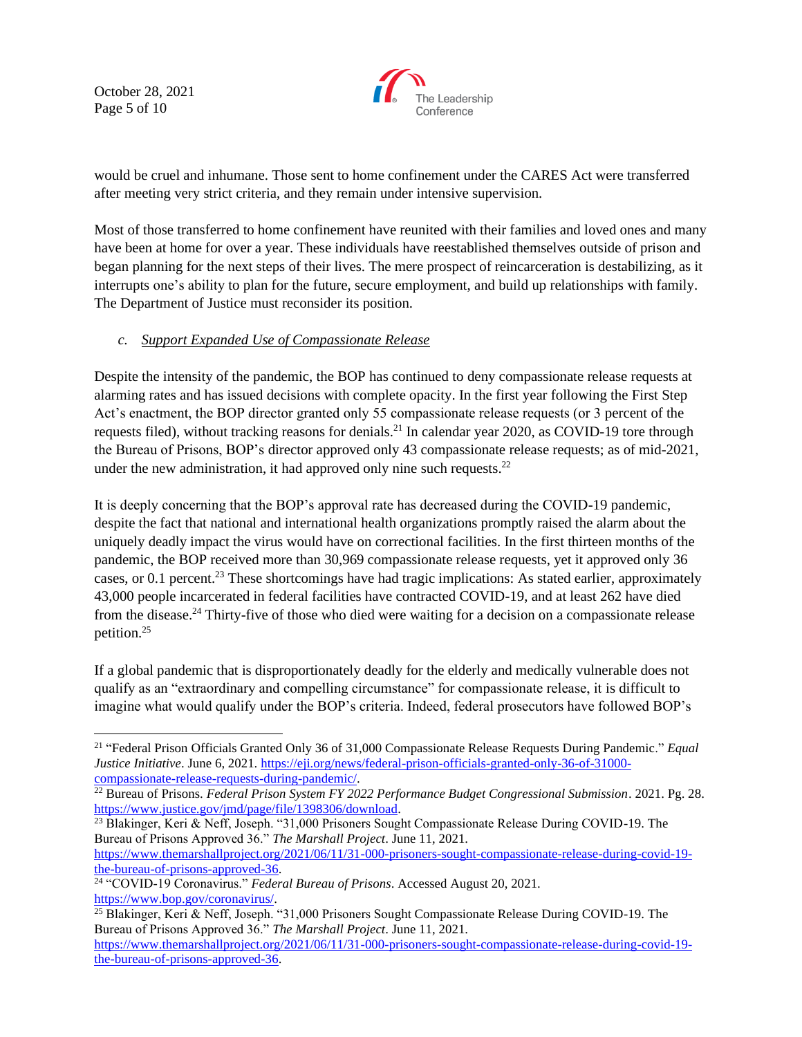would be cruel and inhumane. Those sent to home confinement under the CARES Act were transferred after meeting very strict criteria, and they remain under intensive supervision.

Most of those transferred to home confinement have reunited with their families and loved ones and many have been at home for over a year. These individuals have reestablished themselves outside of prison and began planning for the next steps of their lives. The mere prospect of reincarceration is destabilizing, as it interrupts one's ability to plan for the future, secure employment, and build up relationships with family. The Department of Justice must reconsider its position.

*c. Support Expanded Use of Compassionate Release*

Despite the intensity of the pandemic, the BOP has continued to deny compassionate release requests at alarming rates and has issued decisions with complete opacity. In the first year following the First Step Act's enactment, the BOP director granted only 55 compassionate release requests (or 3 percent of the requests filed), without tracking reasons for denials.[21] In calendar year 2020, as COVID-19 tore through the Bureau of Prisons, BOP's director approved only 43 compassionate release requests; as of mid-2021, under the new administration, it had approved only nine such requests.[22]

It is deeply concerning that the BOP's approval rate has decreased during the COVID-19 pandemic, despite the fact that national and international health organizations promptly raised the alarm about the uniquely deadly impact the virus would have on correctional facilities. In the first thirteen months of the pandemic, the BOP received more than 30,969 compassionate release requests, yet it approved only 36 cases, or 0.1 percent.[23] These shortcomings have had tragic implications: As stated earlier, approximately 43,000 people incarcerated in federal facilities have contracted COVID-19, and at least 262 have died from the disease.[24] Thirty-five of those who died were waiting for a decision on a compassionate release petition.[25]

If a global pandemic that is disproportionately deadly for the elderly and medically vulnerable does not qualify as an "extraordinary and compelling circumstance" for compassionate release, it is difficult to imagine what would qualify under the BOP's criteria. Indeed, federal prosecutors have followed BOP's

---

[21] "Federal Prison Officials Granted Only 36 of 31,000 Compassionate Release Requests During Pandemic." *Equal Justice Initiative*. June 6, 2021. https://eji.org/news/federal-prison-officials-granted-only-36-of-31000-compassionate-release-requests-during-pandemic/.

[22] Bureau of Prisons. *Federal Prison System FY 2022 Performance Budget Congressional Submission*. 2021. Pg. 28. https://www.justice.gov/jmd/page/file/1398306/download.

[23] Blakinger, Keri & Neff, Joseph. "31,000 Prisoners Sought Compassionate Release During COVID-19. The Bureau of Prisons Approved 36." *The Marshall Project*. June 11, 2021. https://www.themarshallproject.org/2021/06/11/31-000-prisoners-sought-compassionate-release-during-covid-19-the-bureau-of-prisons-approved-36.

[24] "COVID-19 Coronavirus." *Federal Bureau of Prisons*. Accessed August 20, 2021. https://www.bop.gov/coronavirus/.

[25] Blakinger, Keri & Neff, Joseph. "31,000 Prisoners Sought Compassionate Release During COVID-19. The Bureau of Prisons Approved 36." *The Marshall Project*. June 11, 2021. https://www.themarshallproject.org/2021/06/11/31-000-prisoners-sought-compassionate-release-during-covid-19-the-bureau-of-prisons-approved-36.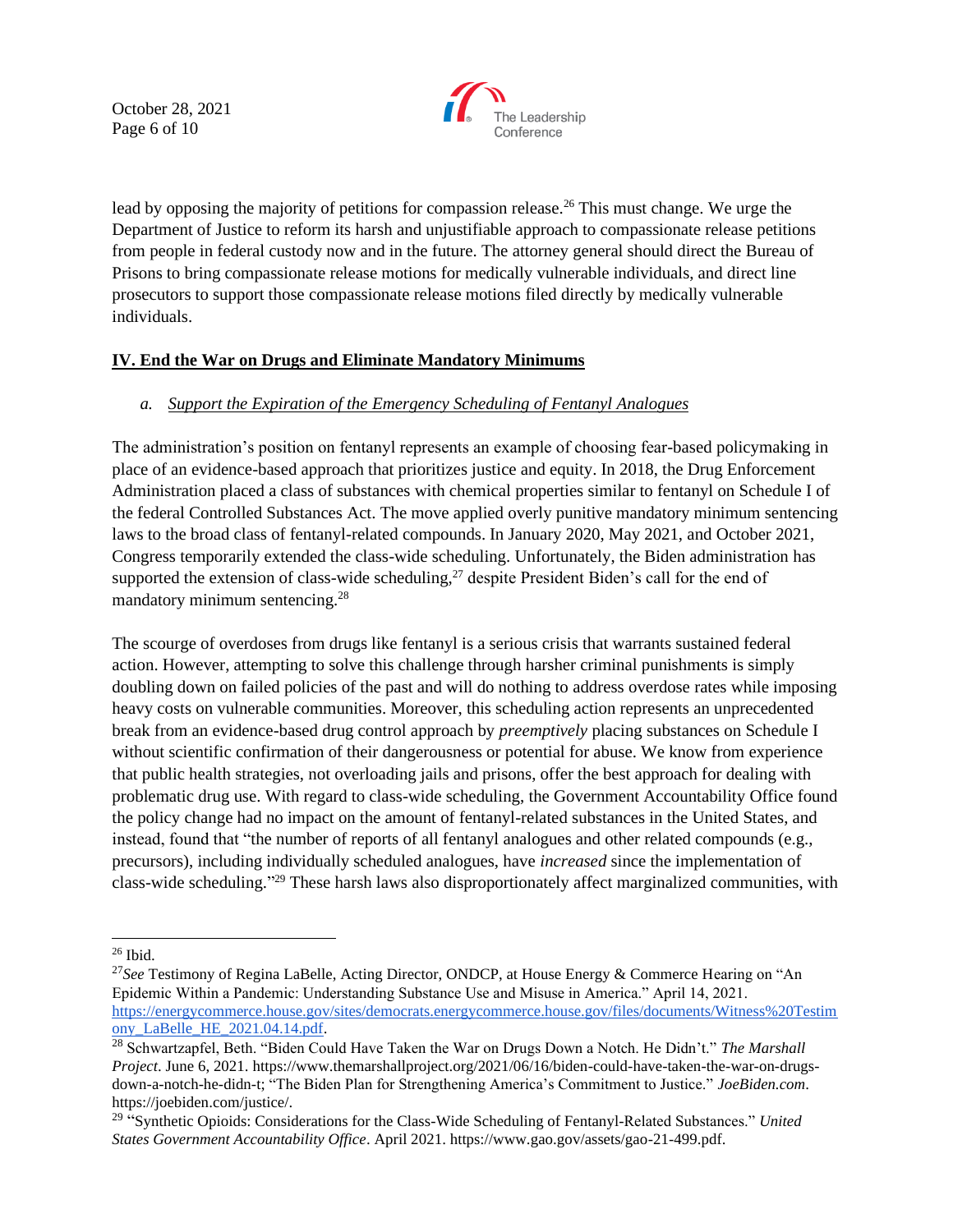lead by opposing the majority of petitions for compassion release.[26] This must change. We urge the Department of Justice to reform its harsh and unjustifiable approach to compassionate release petitions from people in federal custody now and in the future. The attorney general should direct the Bureau of Prisons to bring compassionate release motions for medically vulnerable individuals, and direct line prosecutors to support those compassionate release motions filed directly by medically vulnerable individuals.

## IV. End the War on Drugs and Eliminate Mandatory Minimums

### *a. Support the Expiration of the Emergency Scheduling of Fentanyl Analogues*

The administration's position on fentanyl represents an example of choosing fear-based policymaking in place of an evidence-based approach that prioritizes justice and equity. In 2018, the Drug Enforcement Administration placed a class of substances with chemical properties similar to fentanyl on Schedule I of the federal Controlled Substances Act. The move applied overly punitive mandatory minimum sentencing laws to the broad class of fentanyl-related compounds. In January 2020, May 2021, and October 2021, Congress temporarily extended the class-wide scheduling. Unfortunately, the Biden administration has supported the extension of class-wide scheduling,[27] despite President Biden's call for the end of mandatory minimum sentencing.[28]

The scourge of overdoses from drugs like fentanyl is a serious crisis that warrants sustained federal action. However, attempting to solve this challenge through harsher criminal punishments is simply doubling down on failed policies of the past and will do nothing to address overdose rates while imposing heavy costs on vulnerable communities. Moreover, this scheduling action represents an unprecedented break from an evidence-based drug control approach by *preemptively* placing substances on Schedule I without scientific confirmation of their dangerousness or potential for abuse. We know from experience that public health strategies, not overloading jails and prisons, offer the best approach for dealing with problematic drug use. With regard to class-wide scheduling, the Government Accountability Office found the policy change had no impact on the amount of fentanyl-related substances in the United States, and instead, found that "the number of reports of all fentanyl analogues and other related compounds (e.g., precursors), including individually scheduled analogues, have *increased* since the implementation of class-wide scheduling."[29] These harsh laws also disproportionately affect marginalized communities, with

---

[26] Ibid.

[27] *See* Testimony of Regina LaBelle, Acting Director, ONDCP, at House Energy & Commerce Hearing on "An Epidemic Within a Pandemic: Understanding Substance Use and Misuse in America." April 14, 2021. https://energycommerce.house.gov/sites/democrats.energycommerce.house.gov/files/documents/Witness%20Testimony_LaBelle_HE_2021.04.14.pdf.

[28] Schwartzapfel, Beth. "Biden Could Have Taken the War on Drugs Down a Notch. He Didn't." *The Marshall Project*. June 6, 2021. https://www.themarshallproject.org/2021/06/16/biden-could-have-taken-the-war-on-drugs-down-a-notch-he-didn-t; "The Biden Plan for Strengthening America's Commitment to Justice." *JoeBiden.com*. https://joebiden.com/justice/.

[29] "Synthetic Opioids: Considerations for the Class-Wide Scheduling of Fentanyl-Related Substances." *United States Government Accountability Office*. April 2021. https://www.gao.gov/assets/gao-21-499.pdf.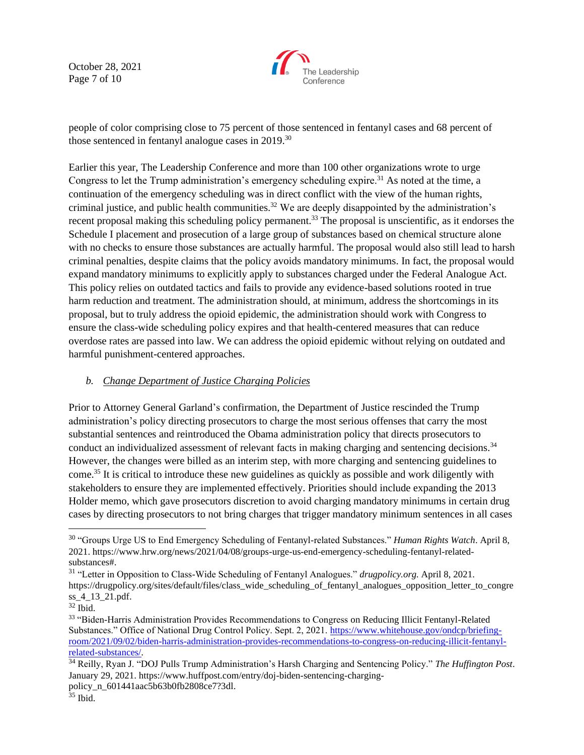people of color comprising close to 75 percent of those sentenced in fentanyl cases and 68 percent of those sentenced in fentanyl analogue cases in 2019.[30]

Earlier this year, The Leadership Conference and more than 100 other organizations wrote to urge Congress to let the Trump administration's emergency scheduling expire.[31] As noted at the time, a continuation of the emergency scheduling was in direct conflict with the view of the human rights, criminal justice, and public health communities.[32] We are deeply disappointed by the administration's recent proposal making this scheduling policy permanent.[33] The proposal is unscientific, as it endorses the Schedule I placement and prosecution of a large group of substances based on chemical structure alone with no checks to ensure those substances are actually harmful. The proposal would also still lead to harsh criminal penalties, despite claims that the policy avoids mandatory minimums. In fact, the proposal would expand mandatory minimums to explicitly apply to substances charged under the Federal Analogue Act. This policy relies on outdated tactics and fails to provide any evidence-based solutions rooted in true harm reduction and treatment. The administration should, at minimum, address the shortcomings in its proposal, but to truly address the opioid epidemic, the administration should work with Congress to ensure the class-wide scheduling policy expires and that health-centered measures that can reduce overdose rates are passed into law. We can address the opioid epidemic without relying on outdated and harmful punishment-centered approaches.

*b. <u>Change Department of Justice Charging Policies</u>*

Prior to Attorney General Garland's confirmation, the Department of Justice rescinded the Trump administration's policy directing prosecutors to charge the most serious offenses that carry the most substantial sentences and reintroduced the Obama administration policy that directs prosecutors to conduct an individualized assessment of relevant facts in making charging and sentencing decisions.[34] However, the changes were billed as an interim step, with more charging and sentencing guidelines to come.[35] It is critical to introduce these new guidelines as quickly as possible and work diligently with stakeholders to ensure they are implemented effectively. Priorities should include expanding the 2013 Holder memo, which gave prosecutors discretion to avoid charging mandatory minimums in certain drug cases by directing prosecutors to not bring charges that trigger mandatory minimum sentences in all cases

---

[30] "Groups Urge US to End Emergency Scheduling of Fentanyl-related Substances." *Human Rights Watch*. April 8, 2021. https://www.hrw.org/news/2021/04/08/groups-urge-us-end-emergency-scheduling-fentanyl-related-substances#.

[31] "Letter in Opposition to Class-Wide Scheduling of Fentanyl Analogues." *drugpolicy.org.* April 8, 2021. https://drugpolicy.org/sites/default/files/class_wide_scheduling_of_fentanyl_analogues_opposition_letter_to_congress_4_13_21.pdf.

[32] Ibid.

[33] "Biden-Harris Administration Provides Recommendations to Congress on Reducing Illicit Fentanyl-Related Substances." Office of National Drug Control Policy. Sept. 2, 2021. https://www.whitehouse.gov/ondcp/briefing-room/2021/09/02/biden-harris-administration-provides-recommendations-to-congress-on-reducing-illicit-fentanyl-related-substances/.

[34] Reilly, Ryan J. "DOJ Pulls Trump Administration's Harsh Charging and Sentencing Policy." *The Huffington Post*. January 29, 2021. https://www.huffpost.com/entry/doj-biden-sentencing-charging-policy_n_601441aac5b63b0fb2808ce7?3dl.

[35] Ibid.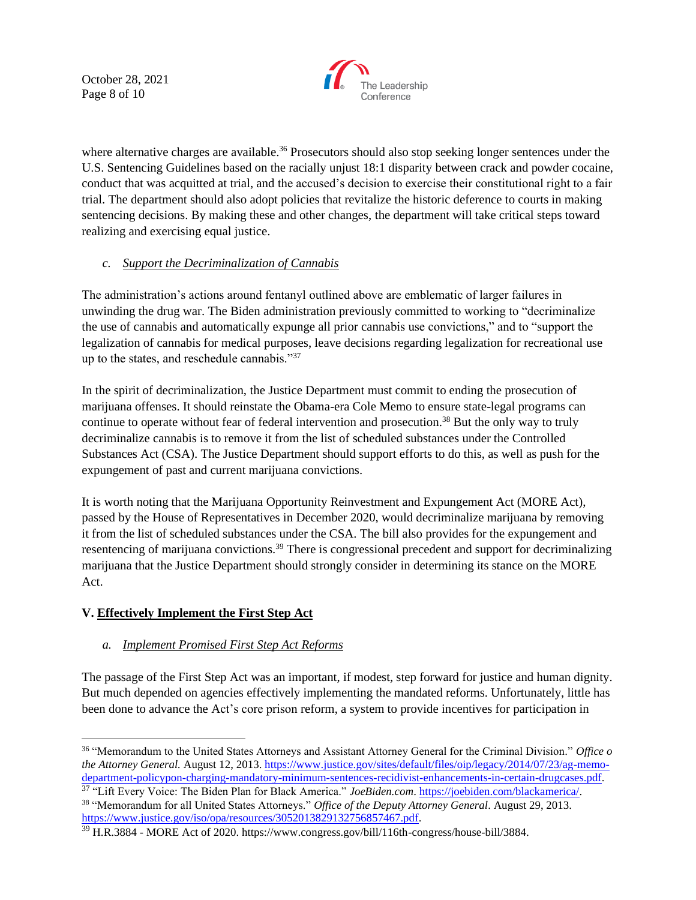where alternative charges are available.[36] Prosecutors should also stop seeking longer sentences under the U.S. Sentencing Guidelines based on the racially unjust 18:1 disparity between crack and powder cocaine, conduct that was acquitted at trial, and the accused's decision to exercise their constitutional right to a fair trial. The department should also adopt policies that revitalize the historic deference to courts in making sentencing decisions. By making these and other changes, the department will take critical steps toward realizing and exercising equal justice.

### *c. Support the Decriminalization of Cannabis*

The administration's actions around fentanyl outlined above are emblematic of larger failures in unwinding the drug war. The Biden administration previously committed to working to "decriminalize the use of cannabis and automatically expunge all prior cannabis use convictions," and to "support the legalization of cannabis for medical purposes, leave decisions regarding legalization for recreational use up to the states, and reschedule cannabis."[37]

In the spirit of decriminalization, the Justice Department must commit to ending the prosecution of marijuana offenses. It should reinstate the Obama-era Cole Memo to ensure state-legal programs can continue to operate without fear of federal intervention and prosecution.[38] But the only way to truly decriminalize cannabis is to remove it from the list of scheduled substances under the Controlled Substances Act (CSA). The Justice Department should support efforts to do this, as well as push for the expungement of past and current marijuana convictions.

It is worth noting that the Marijuana Opportunity Reinvestment and Expungement Act (MORE Act), passed by the House of Representatives in December 2020, would decriminalize marijuana by removing it from the list of scheduled substances under the CSA. The bill also provides for the expungement and resentencing of marijuana convictions.[39] There is congressional precedent and support for decriminalizing marijuana that the Justice Department should strongly consider in determining its stance on the MORE Act.

## V. Effectively Implement the First Step Act

### *a. Implement Promised First Step Act Reforms*

The passage of the First Step Act was an important, if modest, step forward for justice and human dignity. But much depended on agencies effectively implementing the mandated reforms. Unfortunately, little has been done to advance the Act's core prison reform, a system to provide incentives for participation in

---

[36] "Memorandum to the United States Attorneys and Assistant Attorney General for the Criminal Division." *Office o the Attorney General.* August 12, 2013. https://www.justice.gov/sites/default/files/oip/legacy/2014/07/23/ag-memo-department-policypon-charging-mandatory-minimum-sentences-recidivist-enhancements-in-certain-drugcases.pdf.

[37] "Lift Every Voice: The Biden Plan for Black America." *JoeBiden.com*. https://joebiden.com/blackamerica/.

[38] "Memorandum for all United States Attorneys." *Office of the Deputy Attorney General*. August 29, 2013. https://www.justice.gov/iso/opa/resources/3052013829132756857467.pdf.

[39] H.R.3884 - MORE Act of 2020. https://www.congress.gov/bill/116th-congress/house-bill/3884.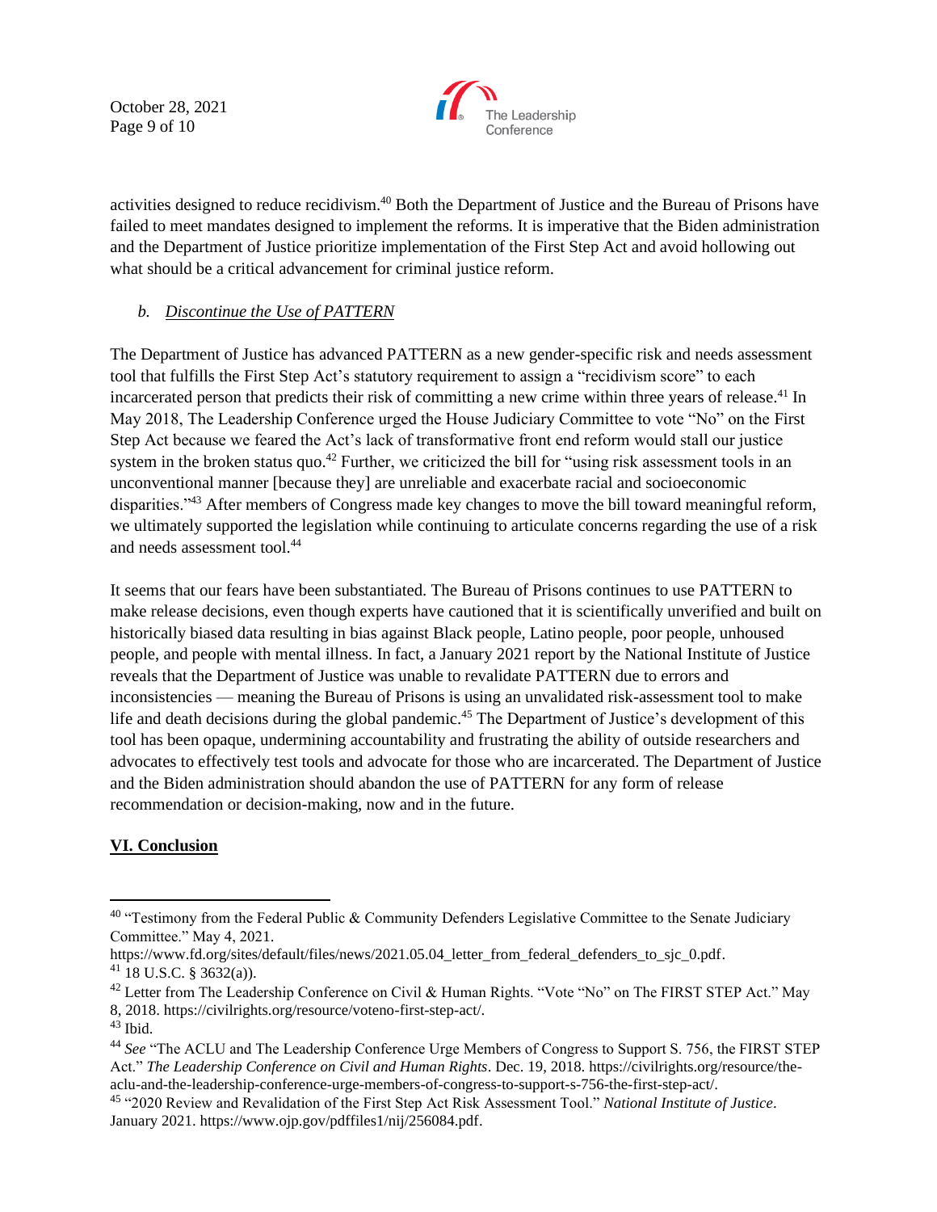activities designed to reduce recidivism.[40] Both the Department of Justice and the Bureau of Prisons have failed to meet mandates designed to implement the reforms. It is imperative that the Biden administration and the Department of Justice prioritize implementation of the First Step Act and avoid hollowing out what should be a critical advancement for criminal justice reform.

### *b. Discontinue the Use of PATTERN*

The Department of Justice has advanced PATTERN as a new gender-specific risk and needs assessment tool that fulfills the First Step Act's statutory requirement to assign a "recidivism score" to each incarcerated person that predicts their risk of committing a new crime within three years of release.[41] In May 2018, The Leadership Conference urged the House Judiciary Committee to vote "No" on the First Step Act because we feared the Act's lack of transformative front end reform would stall our justice system in the broken status quo.[42] Further, we criticized the bill for "using risk assessment tools in an unconventional manner [because they] are unreliable and exacerbate racial and socioeconomic disparities."[43] After members of Congress made key changes to move the bill toward meaningful reform, we ultimately supported the legislation while continuing to articulate concerns regarding the use of a risk and needs assessment tool.[44]

It seems that our fears have been substantiated. The Bureau of Prisons continues to use PATTERN to make release decisions, even though experts have cautioned that it is scientifically unverified and built on historically biased data resulting in bias against Black people, Latino people, poor people, unhoused people, and people with mental illness. In fact, a January 2021 report by the National Institute of Justice reveals that the Department of Justice was unable to revalidate PATTERN due to errors and inconsistencies — meaning the Bureau of Prisons is using an unvalidated risk-assessment tool to make life and death decisions during the global pandemic.[45] The Department of Justice's development of this tool has been opaque, undermining accountability and frustrating the ability of outside researchers and advocates to effectively test tools and advocate for those who are incarcerated. The Department of Justice and the Biden administration should abandon the use of PATTERN for any form of release recommendation or decision-making, now and in the future.

## VI. Conclusion

---

[40] "Testimony from the Federal Public & Community Defenders Legislative Committee to the Senate Judiciary Committee." May 4, 2021. https://www.fd.org/sites/default/files/news/2021.05.04_letter_from_federal_defenders_to_sjc_0.pdf.

[41] 18 U.S.C. § 3632(a)).

[42] Letter from The Leadership Conference on Civil & Human Rights. "Vote "No" on The FIRST STEP Act." May 8, 2018. https://civilrights.org/resource/voteno-first-step-act/.

[43] Ibid.

[44] *See* "The ACLU and The Leadership Conference Urge Members of Congress to Support S. 756, the FIRST STEP Act." *The Leadership Conference on Civil and Human Rights*. Dec. 19, 2018. https://civilrights.org/resource/the-aclu-and-the-leadership-conference-urge-members-of-congress-to-support-s-756-the-first-step-act/.

[45] "2020 Review and Revalidation of the First Step Act Risk Assessment Tool." *National Institute of Justice*. January 2021. https://www.ojp.gov/pdffiles1/nij/256084.pdf.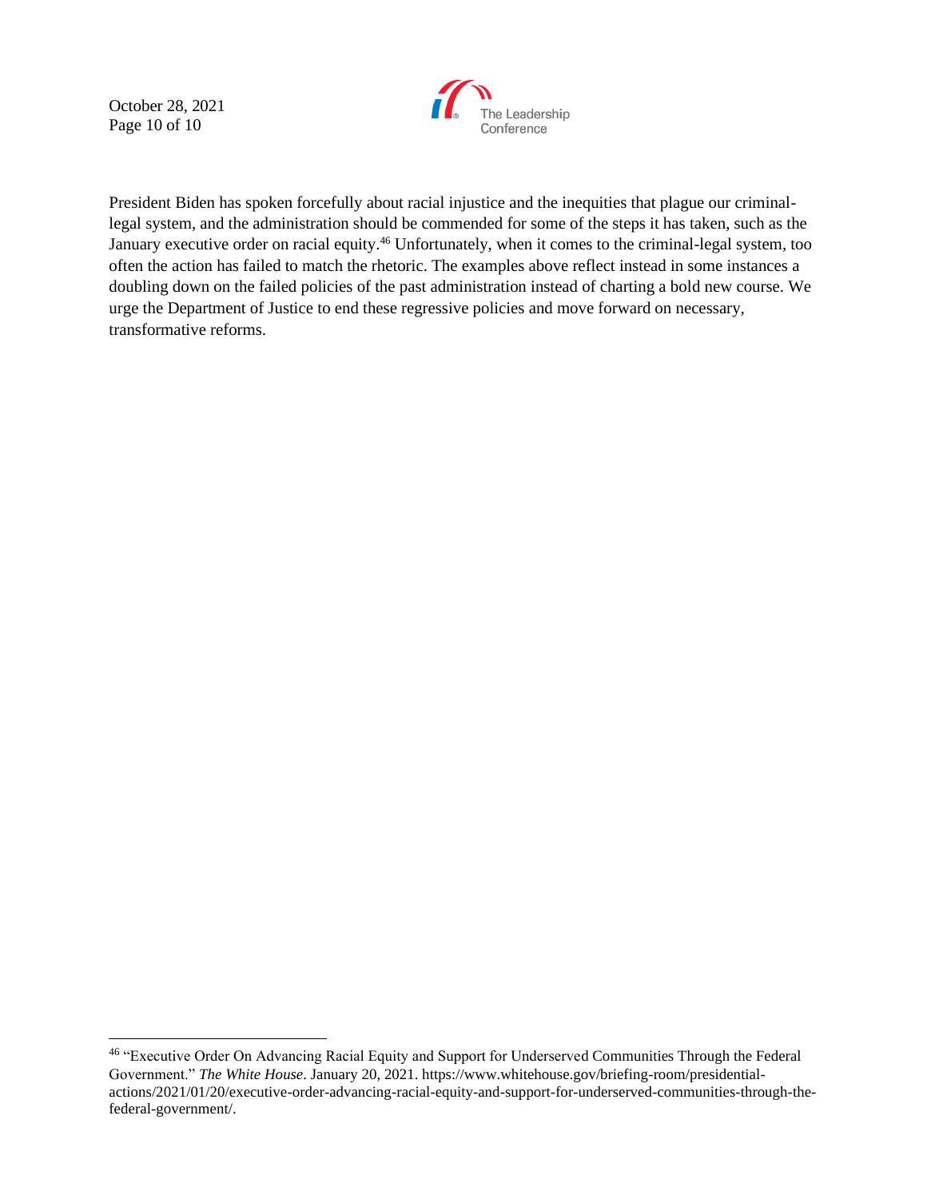President Biden has spoken forcefully about racial injustice and the inequities that plague our criminal-legal system, and the administration should be commended for some of the steps it has taken, such as the January executive order on racial equity.[46] Unfortunately, when it comes to the criminal-legal system, too often the action has failed to match the rhetoric. The examples above reflect instead in some instances a doubling down on the failed policies of the past administration instead of charting a bold new course. We urge the Department of Justice to end these regressive policies and move forward on necessary, transformative reforms.

---

[46] "Executive Order On Advancing Racial Equity and Support for Underserved Communities Through the Federal Government." *The White House*. January 20, 2021. https://www.whitehouse.gov/briefing-room/presidential-actions/2021/01/20/executive-order-advancing-racial-equity-and-support-for-underserved-communities-through-the-federal-government/.